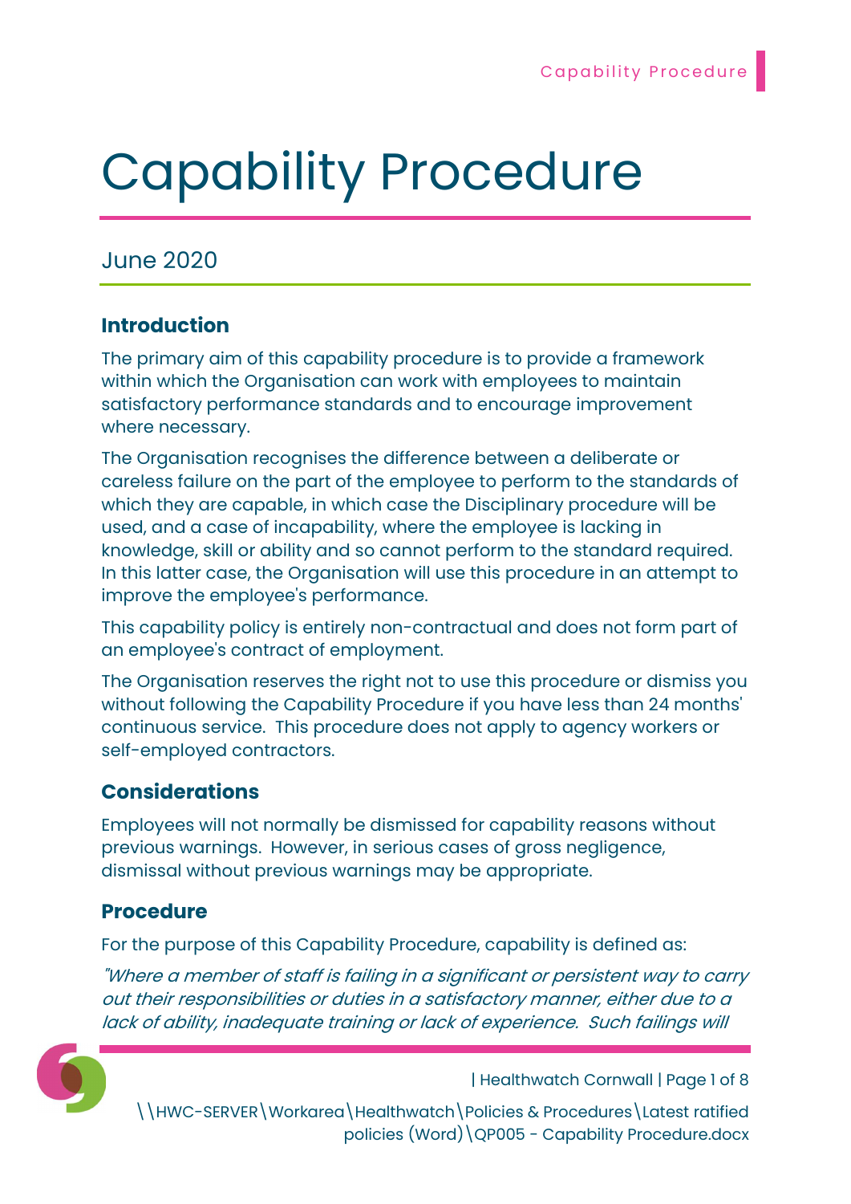# Capability Procedure

June 2020

## Introduction

The primary aim of this capability procedure is to provide a framework within which the Organisation can work with employees to maintain satisfactory performance standards and to encourage improvement where necessary.

The Organisation recognises the difference between a deliberate or careless failure on the part of the employee to perform to the standards of which they are capable, in which case the Disciplinary procedure will be used, and a case of incapability, where the employee is lacking in knowledge, skill or ability and so cannot perform to the standard required. In this latter case, the Organisation will use this procedure in an attempt to improve the employee's performance.

This capability policy is entirely non-contractual and does not form part of an employee's contract of employment.

The Organisation reserves the right not to use this procedure or dismiss you without following the Capability Procedure if you have less than 24 months' continuous service. This procedure does not apply to agency workers or self-employed contractors.

## Considerations

Employees will not normally be dismissed for capability reasons without previous warnings. However, in serious cases of gross negligence, dismissal without previous warnings may be appropriate.

## Procedure

For the purpose of this Capability Procedure, capability is defined as:

*"Where a member of staff is failing in a significant or persistent way to carry out their responsibilities or duties in a satisfactory manner, either due to a lack of ability, inadequate training or lack of experience. Such failings will*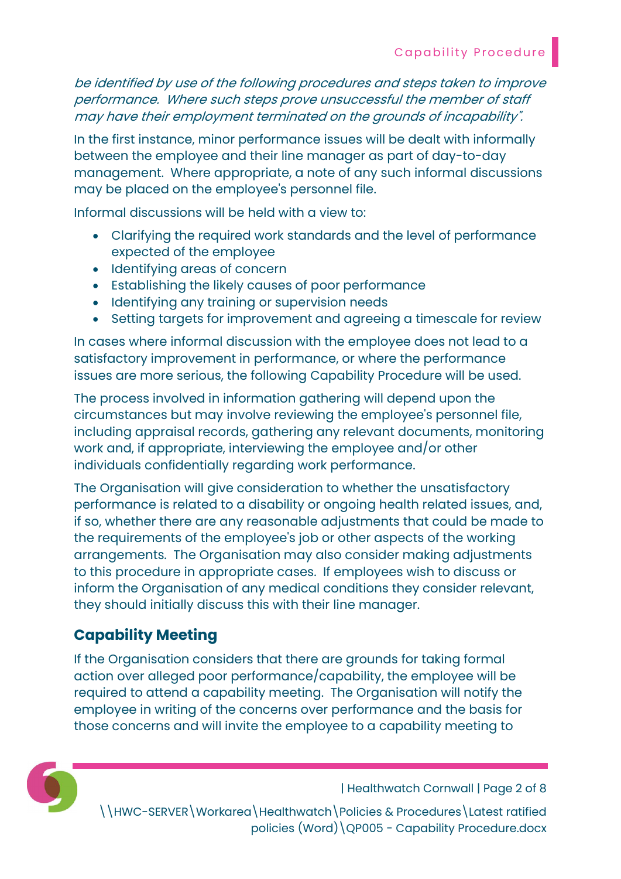*be identified by use of the following procedures and steps taken to improve performance. Where such steps prove unsuccessful the member of staff may have their employment terminated on the grounds of incapability".*

In the first instance, minor performance issues will be dealt with informally between the employee and their line manager as part of day-to-day management. Where appropriate, a note of any such informal discussions may be placed on the employee's personnel file.

Informal discussions will be held with a view to:

- Clarifying the required work standards and the level of performance expected of the employee
- Identifying areas of concern
- Establishing the likely causes of poor performance
- Identifying any training or supervision needs
- Setting targets for improvement and agreeing a timescale for review

In cases where informal discussion with the employee does not lead to a satisfactory improvement in performance, or where the performance issues are more serious, the following Capability Procedure will be used.

The process involved in information gathering will depend upon the circumstances but may involve reviewing the employee's personnel file, including appraisal records, gathering any relevant documents, monitoring work and, if appropriate, interviewing the employee and/or other individuals confidentially regarding work performance.

The Organisation will give consideration to whether the unsatisfactory performance is related to a disability or ongoing health related issues, and, if so, whether there are any reasonable adjustments that could be made to the requirements of the employee's job or other aspects of the working arrangements. The Organisation may also consider making adjustments to this procedure in appropriate cases. If employees wish to discuss or inform the Organisation of any medical conditions they consider relevant, they should initially discuss this with their line manager.

## Capability Meeting

If the Organisation considers that there are grounds for taking formal action over alleged poor performance/capability, the employee will be required to attend a capability meeting. The Organisation will notify the employee in writing of the concerns over performance and the basis for those concerns and will invite the employee to a capability meeting to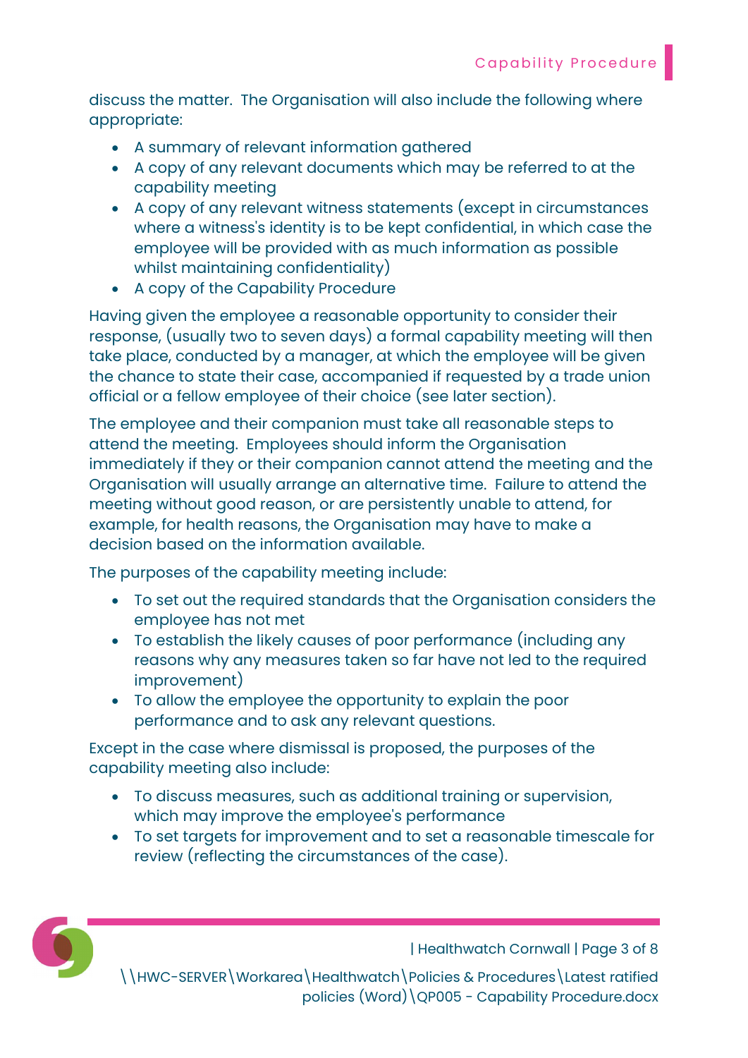discuss the matter. The Organisation will also include the following where appropriate:

- A summary of relevant information gathered
- A copy of any relevant documents which may be referred to at the capability meeting
- A copy of any relevant witness statements (except in circumstances where a witness's identity is to be kept confidential, in which case the employee will be provided with as much information as possible whilst maintaining confidentiality)
- A copy of the Capability Procedure

Having given the employee a reasonable opportunity to consider their response, (usually two to seven days) a formal capability meeting will then take place, conducted by a manager, at which the employee will be given the chance to state their case, accompanied if requested by a trade union official or a fellow employee of their choice (see later section).

The employee and their companion must take all reasonable steps to attend the meeting. Employees should inform the Organisation immediately if they or their companion cannot attend the meeting and the Organisation will usually arrange an alternative time. Failure to attend the meeting without good reason, or are persistently unable to attend, for example, for health reasons, the Organisation may have to make a decision based on the information available.

The purposes of the capability meeting include:

- To set out the required standards that the Organisation considers the employee has not met
- To establish the likely causes of poor performance (including any reasons why any measures taken so far have not led to the required improvement)
- To allow the employee the opportunity to explain the poor performance and to ask any relevant questions.

Except in the case where dismissal is proposed, the purposes of the capability meeting also include:

- To discuss measures, such as additional training or supervision, which may improve the employee's performance
- To set targets for improvement and to set a reasonable timescale for review (reflecting the circumstances of the case).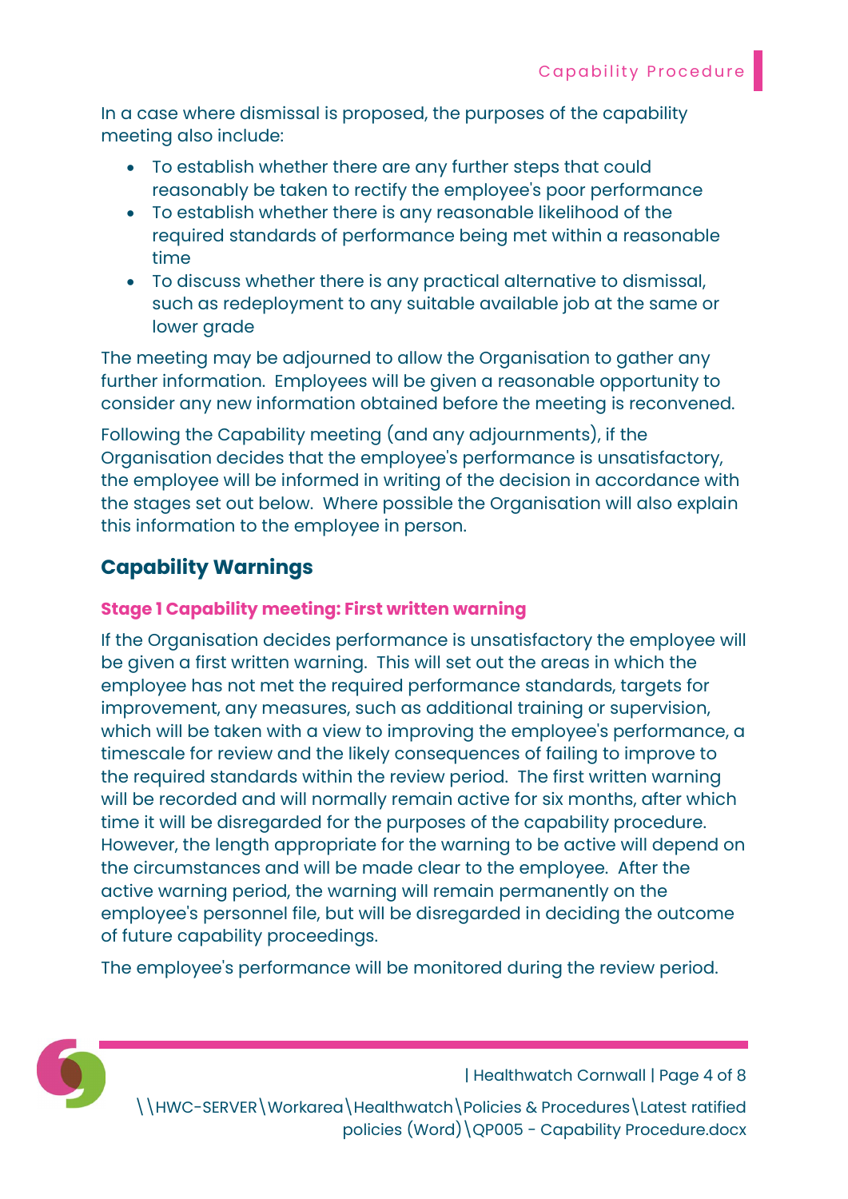In a case where dismissal is proposed, the purposes of the capability meeting also include:

- To establish whether there are any further steps that could reasonably be taken to rectify the employee's poor performance
- To establish whether there is any reasonable likelihood of the required standards of performance being met within a reasonable time
- To discuss whether there is any practical alternative to dismissal, such as redeployment to any suitable available job at the same or lower grade

The meeting may be adjourned to allow the Organisation to gather any further information. Employees will be given a reasonable opportunity to consider any new information obtained before the meeting is reconvened.

Following the Capability meeting (and any adjournments), if the Organisation decides that the employee's performance is unsatisfactory, the employee will be informed in writing of the decision in accordance with the stages set out below. Where possible the Organisation will also explain this information to the employee in person.

## Capability Warnings

### Stage 1 Capability meeting: First written warning

If the Organisation decides performance is unsatisfactory the employee will be given a first written warning. This will set out the areas in which the employee has not met the required performance standards, targets for improvement, any measures, such as additional training or supervision, which will be taken with a view to improving the employee's performance, a timescale for review and the likely consequences of failing to improve to the required standards within the review period. The first written warning will be recorded and will normally remain active for six months, after which time it will be disregarded for the purposes of the capability procedure. However, the length appropriate for the warning to be active will depend on the circumstances and will be made clear to the employee. After the active warning period, the warning will remain permanently on the employee's personnel file, but will be disregarded in deciding the outcome of future capability proceedings.

The employee's performance will be monitored during the review period.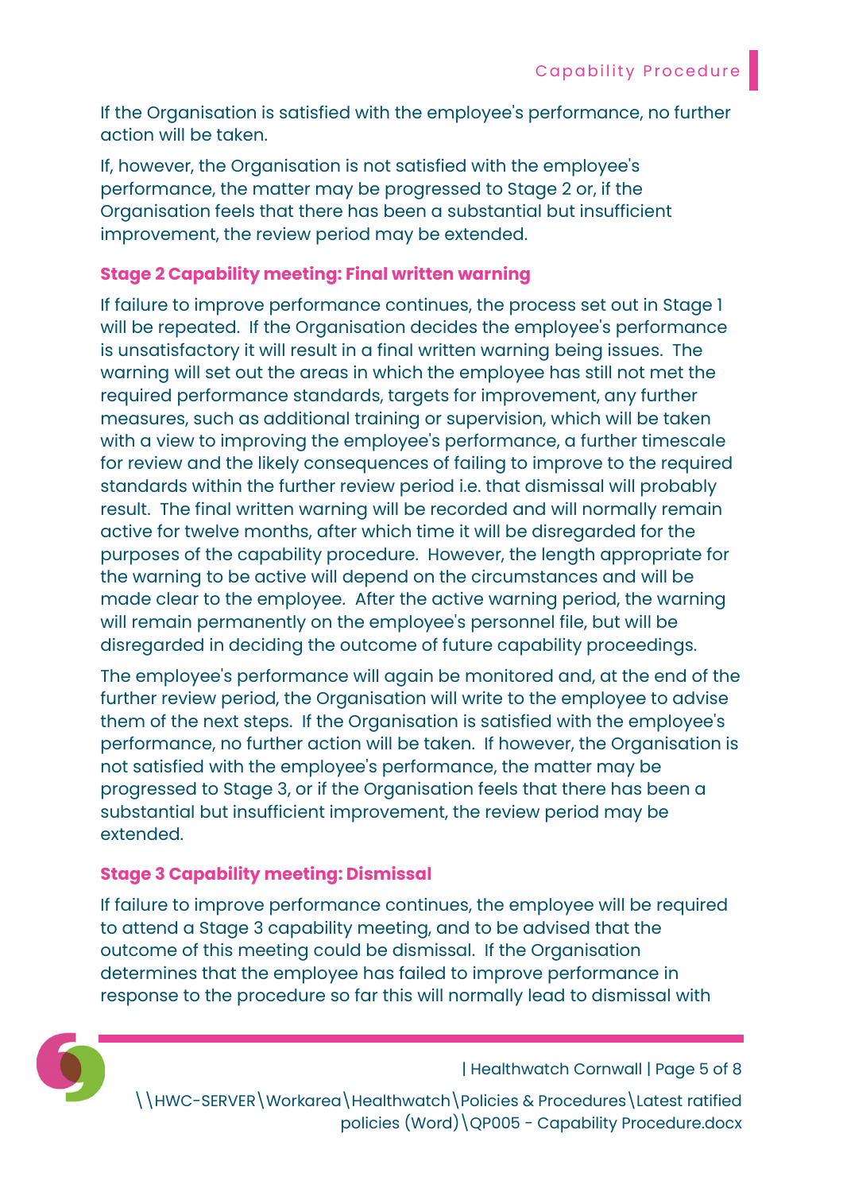If the Organisation is satisfied with the employee's performance, no further action will be taken.

If, however, the Organisation is not satisfied with the employee's performance, the matter may be progressed to Stage 2 or, if the Organisation feels that there has been a substantial but insufficient improvement, the review period may be extended.

### Stage 2 Capability meeting: Final written warning

If failure to improve performance continues, the process set out in Stage 1 will be repeated. If the Organisation decides the employee's performance is unsatisfactory it will result in a final written warning being issues. The warning will set out the areas in which the employee has still not met the required performance standards, targets for improvement, any further measures, such as additional training or supervision, which will be taken with a view to improving the employee's performance, a further timescale for review and the likely consequences of failing to improve to the required standards within the further review period i.e. that dismissal will probably result. The final written warning will be recorded and will normally remain active for twelve months, after which time it will be disregarded for the purposes of the capability procedure. However, the length appropriate for the warning to be active will depend on the circumstances and will be made clear to the employee. After the active warning period, the warning will remain permanently on the employee's personnel file, but will be disregarded in deciding the outcome of future capability proceedings.

The employee's performance will again be monitored and, at the end of the further review period, the Organisation will write to the employee to advise them of the next steps. If the Organisation is satisfied with the employee's performance, no further action will be taken. If however, the Organisation is not satisfied with the employee's performance, the matter may be progressed to Stage 3, or if the Organisation feels that there has been a substantial but insufficient improvement, the review period may be extended.

### Stage 3 Capability meeting: Dismissal

If failure to improve performance continues, the employee will be required to attend a Stage 3 capability meeting, and to be advised that the outcome of this meeting could be dismissal. If the Organisation determines that the employee has failed to improve performance in response to the procedure so far this will normally lead to dismissal with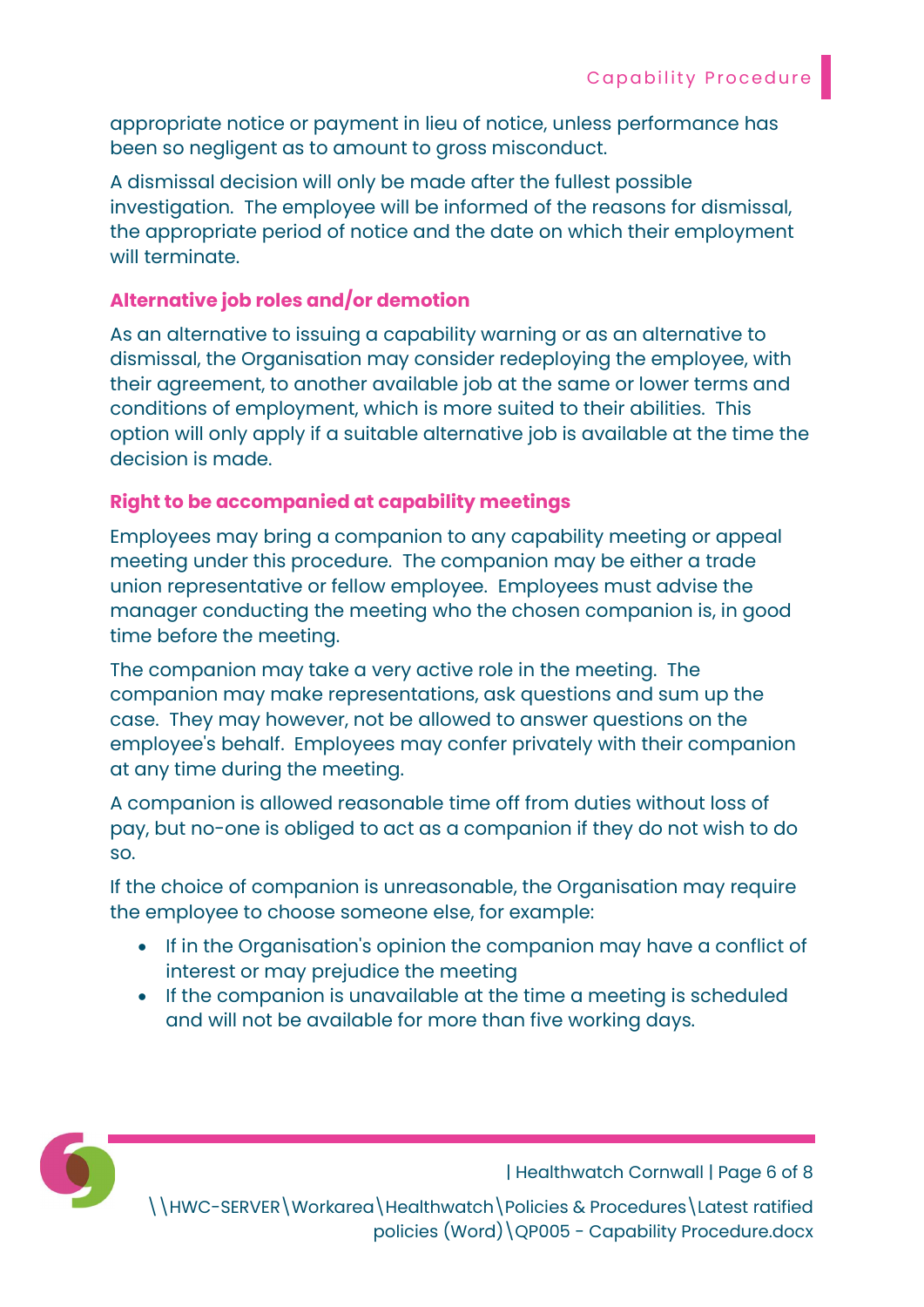appropriate notice or payment in lieu of notice, unless performance has been so negligent as to amount to gross misconduct.

A dismissal decision will only be made after the fullest possible investigation. The employee will be informed of the reasons for dismissal, the appropriate period of notice and the date on which their employment will terminate.

### Alternative job roles and/or demotion

As an alternative to issuing a capability warning or as an alternative to dismissal, the Organisation may consider redeploying the employee, with their agreement, to another available job at the same or lower terms and conditions of employment, which is more suited to their abilities. This option will only apply if a suitable alternative job is available at the time the decision is made.

### Right to be accompanied at capability meetings

Employees may bring a companion to any capability meeting or appeal meeting under this procedure. The companion may be either a trade union representative or fellow employee. Employees must advise the manager conducting the meeting who the chosen companion is, in good time before the meeting.

The companion may take a very active role in the meeting. The companion may make representations, ask questions and sum up the case. They may however, not be allowed to answer questions on the employee's behalf. Employees may confer privately with their companion at any time during the meeting.

A companion is allowed reasonable time off from duties without loss of pay, but no-one is obliged to act as a companion if they do not wish to do so.

If the choice of companion is unreasonable, the Organisation may require the employee to choose someone else, for example:

- If in the Organisation's opinion the companion may have a conflict of interest or may prejudice the meeting
- If the companion is unavailable at the time a meeting is scheduled and will not be available for more than five working days.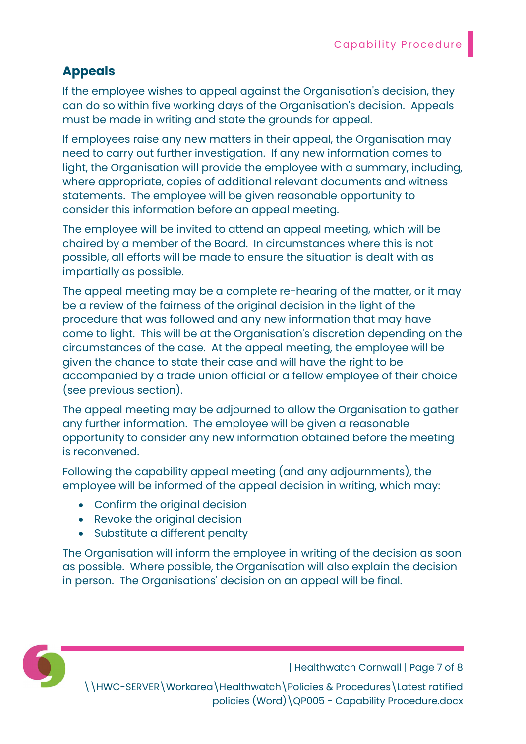## Appeals

If the employee wishes to appeal against the Organisation's decision, they can do so within five working days of the Organisation's decision. Appeals must be made in writing and state the grounds for appeal.

If employees raise any new matters in their appeal, the Organisation may need to carry out further investigation. If any new information comes to light, the Organisation will provide the employee with a summary, including, where appropriate, copies of additional relevant documents and witness statements. The employee will be given reasonable opportunity to consider this information before an appeal meeting.

The employee will be invited to attend an appeal meeting, which will be chaired by a member of the Board. In circumstances where this is not possible, all efforts will be made to ensure the situation is dealt with as impartially as possible.

The appeal meeting may be a complete re-hearing of the matter, or it may be a review of the fairness of the original decision in the light of the procedure that was followed and any new information that may have come to light. This will be at the Organisation's discretion depending on the circumstances of the case. At the appeal meeting, the employee will be given the chance to state their case and will have the right to be accompanied by a trade union official or a fellow employee of their choice (see previous section).

The appeal meeting may be adjourned to allow the Organisation to gather any further information. The employee will be given a reasonable opportunity to consider any new information obtained before the meeting is reconvened.

Following the capability appeal meeting (and any adjournments), the employee will be informed of the appeal decision in writing, which may:

- Confirm the original decision
- Revoke the original decision
- Substitute a different penalty

The Organisation will inform the employee in writing of the decision as soon as possible. Where possible, the Organisation will also explain the decision in person. The Organisations' decision on an appeal will be final.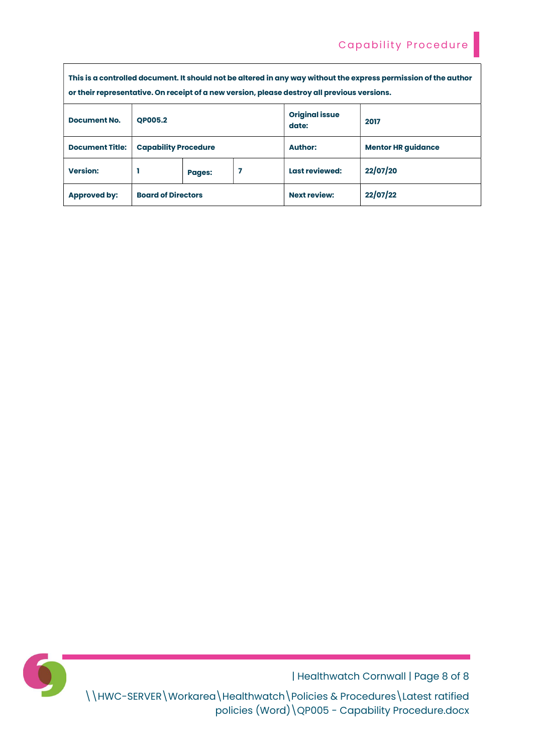| | | | | | |
|---|---|---|---|---|---|
| **This is a controlled document. It should not be altered in any way without the express permission of the author or their representative. On receipt of a new version, please destroy all previous versions.** | | | | | |
| **Document No.** | **QP005.2** | | | **Original issue date:** | **2017** |
| **Document Title:** | **Capability Procedure** | | | **Author:** | **Mentor HR guidance** |
| **Version:** | **1** | **Pages:** | **7** | **Last reviewed:** | **22/07/20** |
| **Approved by:** | **Board of Directors** | | | **Next review:** | **22/07/22** |